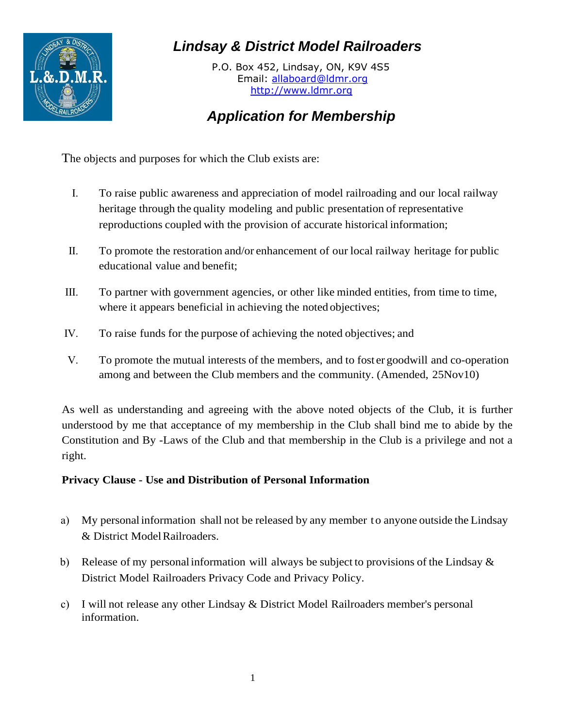# *Lindsay & District Model Railroaders*

P.O. Box 452, Lindsay, ON, K9V 4S5
Email: allaboard@ldmr.org
http://www.ldmr.org

## *Application for Membership*

The objects and purposes for which the Club exists are:

I. To raise public awareness and appreciation of model railroading and our local railway heritage through the quality modeling and public presentation of representative reproductions coupled with the provision of accurate historical information;

II. To promote the restoration and/or enhancement of our local railway heritage for public educational value and benefit;

III. To partner with government agencies, or other like minded entities, from time to time, where it appears beneficial in achieving the noted objectives;

IV. To raise funds for the purpose of achieving the noted objectives; and

V. To promote the mutual interests of the members, and to foster goodwill and co-operation among and between the Club members and the community. (Amended, 25Nov10)

As well as understanding and agreeing with the above noted objects of the Club, it is further understood by me that acceptance of my membership in the Club shall bind me to abide by the Constitution and By -Laws of the Club and that membership in the Club is a privilege and not a right.

**Privacy Clause - Use and Distribution of Personal Information**

a) My personal information shall not be released by any member to anyone outside the Lindsay & District Model Railroaders.

b) Release of my personal information will always be subject to provisions of the Lindsay & District Model Railroaders Privacy Code and Privacy Policy.

c) I will not release any other Lindsay & District Model Railroaders member's personal information.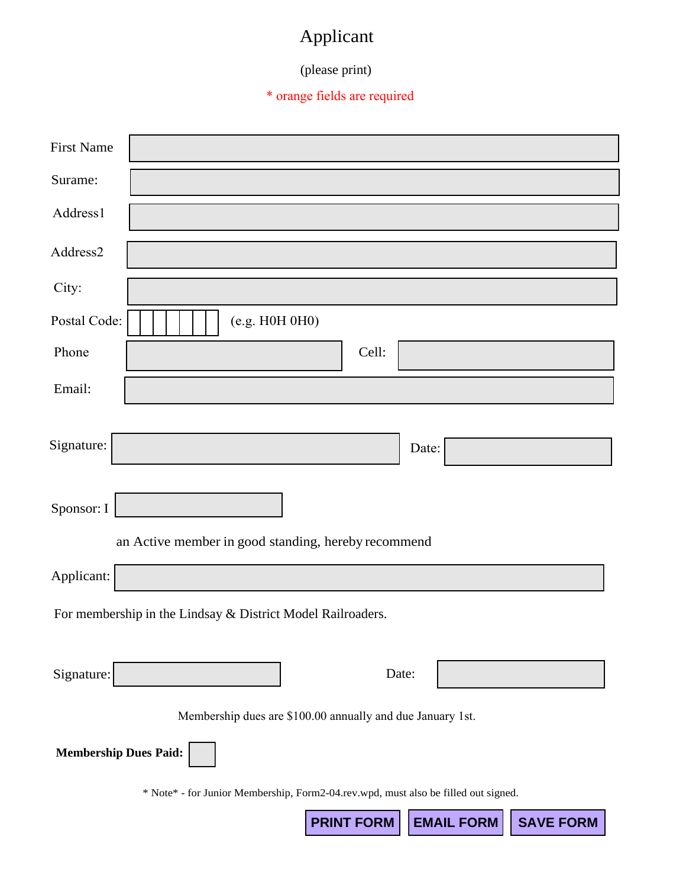# Applicant

(please print)

\* orange fields are required

First Name

Surame:

Address1

Address2

City:

Postal Code: (e.g. H0H 0H0)

Phone

Cell:

Email:

Signature:

Date:

Sponsor: I

an Active member in good standing, hereby recommend

Applicant:

For membership in the Lindsay & District Model Railroaders.

Signature:

Date:

Membership dues are $100.00 annually and due January 1st.

**Membership Dues Paid:**

\* Note\* - for Junior Membership, Form2-04.rev.wpd, must also be filled out signed.

**PRINT FORM** **EMAIL FORM** **SAVE FORM**